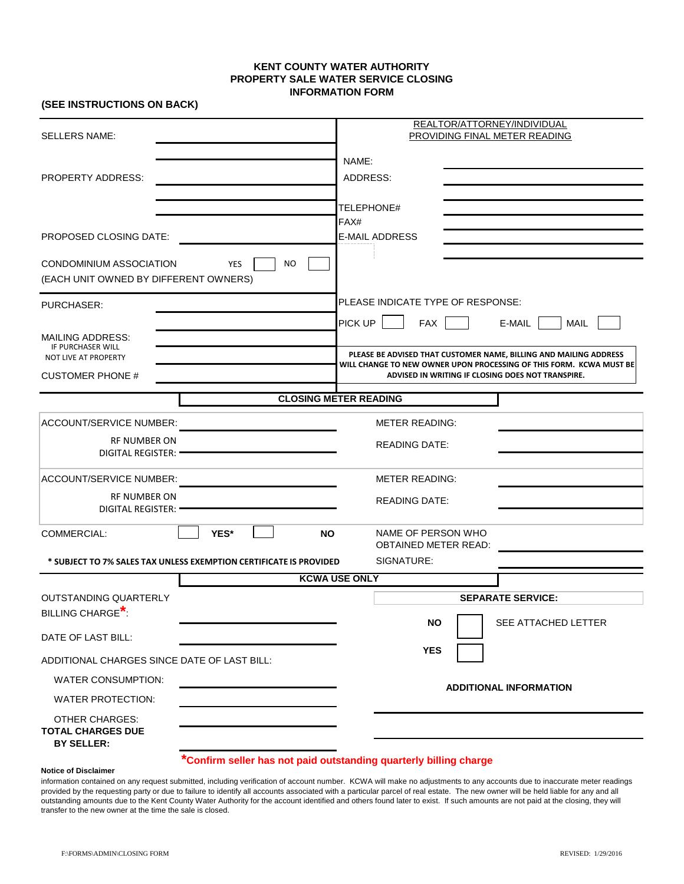# KENT COUNTY WATER AUTHORITY
## PROPERTY SALE WATER SERVICE CLOSING INFORMATION FORM

**(SEE INSTRUCTIONS ON BACK)**

SELLERS NAME: ______________________

PROPERTY ADDRESS: ______________________

PROPOSED CLOSING DATE: ______________________

CONDOMINIUM ASSOCIATION YES ☐ NO ☐
(EACH UNIT OWNED BY DIFFERENT OWNERS)

PURCHASER: ______________________

MAILING ADDRESS: ______________________
IF PURCHASER WILL NOT LIVE AT PROPERTY

CUSTOMER PHONE # ______________________

REALTOR/ATTORNEY/INDIVIDUAL PROVIDING FINAL METER READING

NAME: ______________________

ADDRESS: ______________________

TELEPHONE# ______________________

FAX# ______________________

E-MAIL ADDRESS ______________________

PLEASE INDICATE TYPE OF RESPONSE:

PICK UP ☐ FAX ☐ E-MAIL ☐ MAIL ☐

**PLEASE BE ADVISED THAT CUSTOMER NAME, BILLING AND MAILING ADDRESS WILL CHANGE TO NEW OWNER UPON PROCESSING OF THIS FORM. KCWA MUST BE ADVISED IN WRITING IF CLOSING DOES NOT TRANSPIRE.**

### CLOSING METER READING

ACCOUNT/SERVICE NUMBER: ______________________ METER READING: ______________________

RF NUMBER ON DIGITAL REGISTER: ______________________ READING DATE: ______________________

ACCOUNT/SERVICE NUMBER: ______________________ METER READING: ______________________

RF NUMBER ON DIGITAL REGISTER: ______________________ READING DATE: ______________________

COMMERCIAL: ☐ **YES*** ☐ **NO**

NAME OF PERSON WHO OBTAINED METER READ: ______________________

**\* SUBJECT TO 7% SALES TAX UNLESS EXEMPTION CERTIFICATE IS PROVIDED**

SIGNATURE: ______________________

### KCWA USE ONLY

OUTSTANDING QUARTERLY BILLING CHARGE*: ______________________

DATE OF LAST BILL: ______________________

ADDITIONAL CHARGES SINCE DATE OF LAST BILL:

WATER CONSUMPTION: ______________________

WATER PROTECTION: ______________________

OTHER CHARGES: ______________________

**TOTAL CHARGES DUE BY SELLER:** ______________________

**SEPARATE SERVICE:**

**NO** ☐ SEE ATTACHED LETTER

**YES** ☐

**ADDITIONAL INFORMATION**

______________________

______________________

***Confirm seller has not paid outstanding quarterly billing charge**

**Notice of Disclaimer**

information contained on any request submitted, including verification of account number. KCWA will make no adjustments to any accounts due to inaccurate meter readings provided by the requesting party or due to failure to identify all accounts associated with a particular parcel of real estate. The new owner will be held liable for any and all outstanding amounts due to the Kent County Water Authority for the account identified and others found later to exist. If such amounts are not paid at the closing, they will transfer to the new owner at the time the sale is closed.

F:\FORMS\ADMIN\CLOSING FORM REVISED: 1/29/2016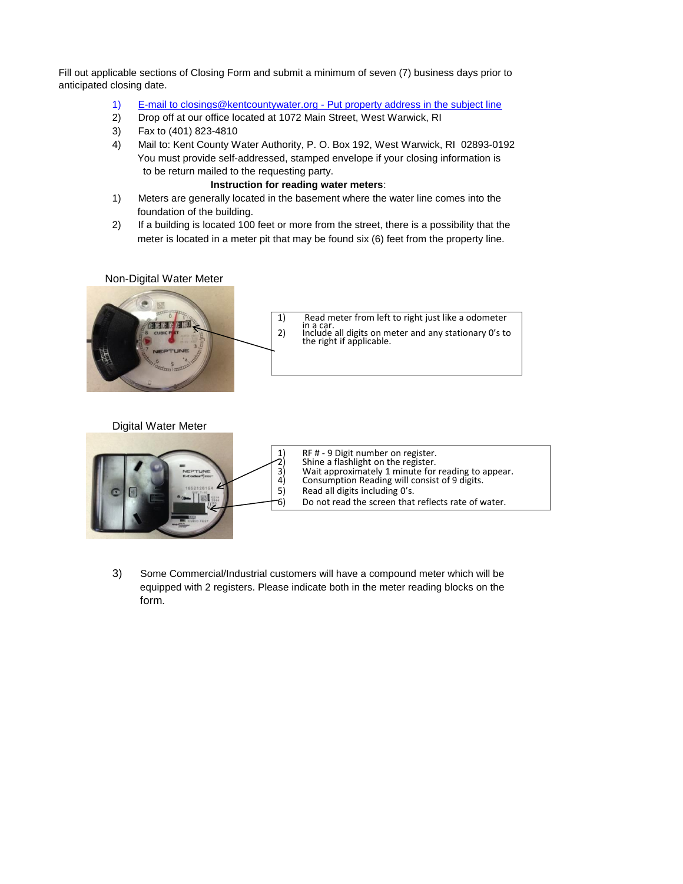Fill out applicable sections of Closing Form and submit a minimum of seven (7) business days prior to anticipated closing date.

1) E-mail to closings@kentcountywater.org - Put property address in the subject line
2) Drop off at our office located at 1072 Main Street, West Warwick, RI
3) Fax to (401) 823-4810
4) Mail to: Kent County Water Authority, P. O. Box 192, West Warwick, RI 02893-0192
   You must provide self-addressed, stamped envelope if your closing information is to be return mailed to the requesting party.

**Instruction for reading water meters**:

1) Meters are generally located in the basement where the water line comes into the foundation of the building.
2) If a building is located 100 feet or more from the street, there is a possibility that the meter is located in a meter pit that may be found six (6) feet from the property line.

Non-Digital Water Meter

1) Read meter from left to right just like a odometer in a car.
2) Include all digits on meter and any stationary 0's to the right if applicable.

Digital Water Meter

1) RF # - 9 Digit number on register.
2) Shine a flashlight on the register.
3) Wait approximately 1 minute for reading to appear.
4) Consumption Reading will consist of 9 digits.
5) Read all digits including 0's.
6) Do not read the screen that reflects rate of water.

3) Some Commercial/Industrial customers will have a compound meter which will be equipped with 2 registers. Please indicate both in the meter reading blocks on the form.